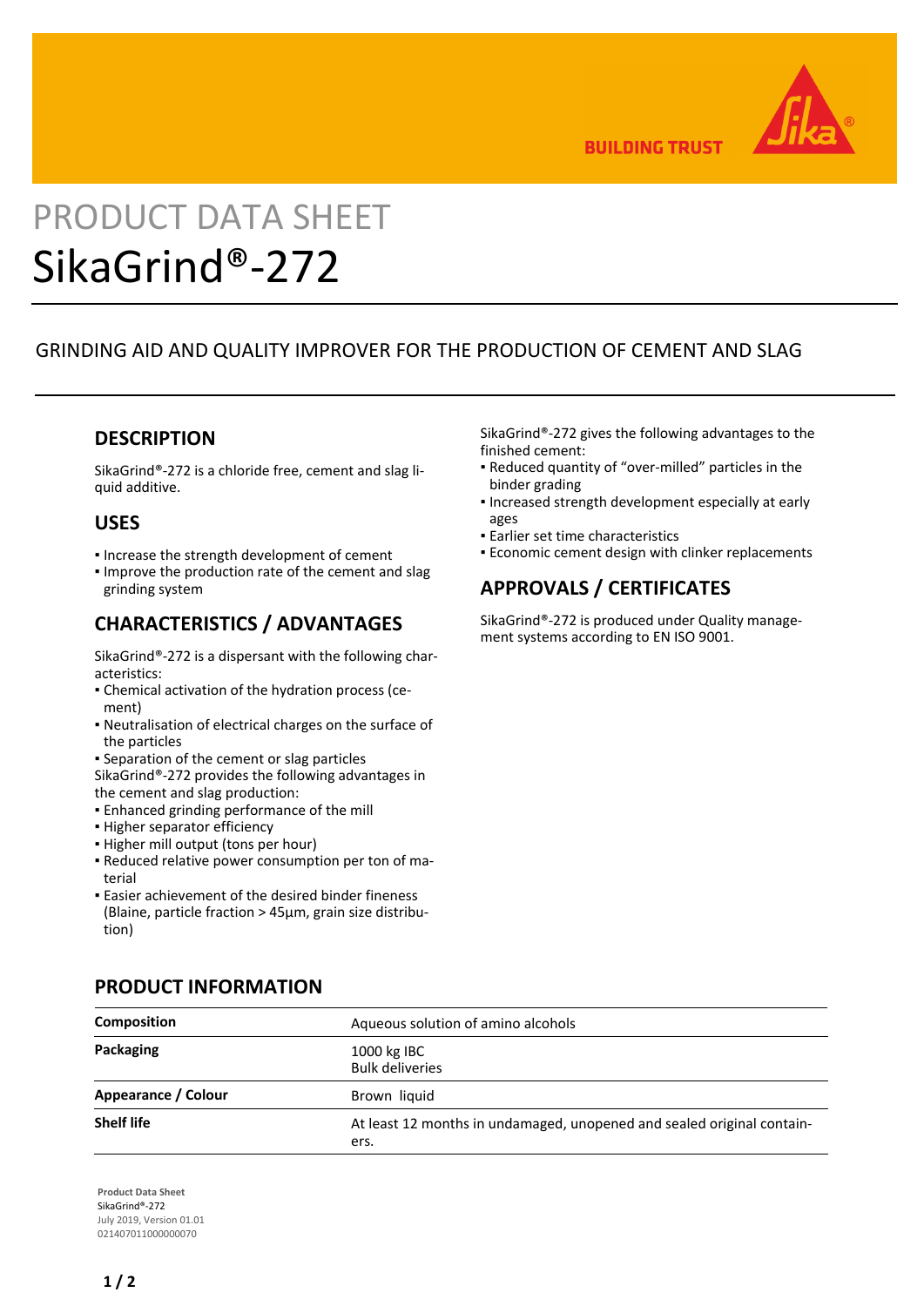# PRODUCT DATA SHEET

# SikaGrind®-272

GRINDING AID AND QUALITY IMPROVER FOR THE PRODUCTION OF CEMENT AND SLAG

## DESCRIPTION

SikaGrind®-272 is a chloride free, cement and slag liquid additive.

## USES

- Increase the strength development of cement
- Improve the production rate of the cement and slag grinding system

## CHARACTERISTICS / ADVANTAGES

SikaGrind®-272 is a dispersant with the following characteristics:

- Chemical activation of the hydration process (cement)
- Neutralisation of electrical charges on the surface of the particles
- Separation of the cement or slag particles

SikaGrind®-272 provides the following advantages in the cement and slag production:

- Enhanced grinding performance of the mill
- Higher separator efficiency
- Higher mill output (tons per hour)
- Reduced relative power consumption per ton of material
- Easier achievement of the desired binder fineness (Blaine, particle fraction > 45µm, grain size distribution)

SikaGrind®-272 gives the following advantages to the finished cement:

- Reduced quantity of “over-milled” particles in the binder grading
- Increased strength development especially at early ages
- Earlier set time characteristics
- Economic cement design with clinker replacements

## APPROVALS / CERTIFICATES

SikaGrind®-272 is produced under Quality management systems according to EN ISO 9001.

## PRODUCT INFORMATION

| | |
|---|---|
| **Composition** | Aqueous solution of amino alcohols |
| **Packaging** | 1000 kg IBC<br>Bulk deliveries |
| **Appearance / Colour** | Brown liquid |
| **Shelf life** | At least 12 months in undamaged, unopened and sealed original containers. |

**Product Data Sheet**
SikaGrind®-272
July 2019, Version 01.01
021407011000000070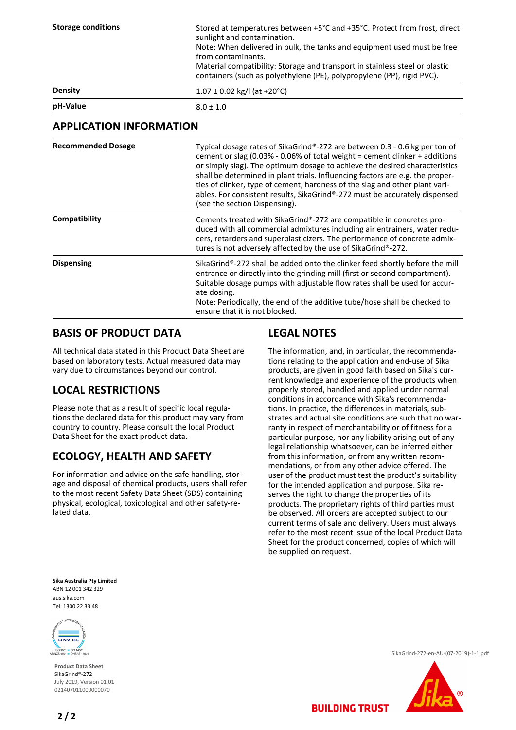| | |
|---|---|
| **Storage conditions** | Stored at temperatures between +5°C and +35°C. Protect from frost, direct sunlight and contamination.<br>Note: When delivered in bulk, the tanks and equipment used must be free from contaminants.<br>Material compatibility: Storage and transport in stainless steel or plastic containers (such as polyethylene (PE), polypropylene (PP), rigid PVC). |
| **Density** | 1.07 ± 0.02 kg/l (at +20°C) |
| **pH-Value** | 8.0 ± 1.0 |

## APPLICATION INFORMATION

| | |
|---|---|
| **Recommended Dosage** | Typical dosage rates of SikaGrind®-272 are between 0.3 - 0.6 kg per ton of cement or slag (0.03% - 0.06% of total weight = cement clinker + additions or simply slag). The optimum dosage to achieve the desired characteristics shall be determined in plant trials. Influencing factors are e.g. the properties of clinker, type of cement, hardness of the slag and other plant variables. For consistent results, SikaGrind®-272 must be accurately dispensed (see the section Dispensing). |
| **Compatibility** | Cements treated with SikaGrind®-272 are compatible in concretes produced with all commercial admixtures including air entrainers, water reducers, retarders and superplasticizers. The performance of concrete admixtures is not adversely affected by the use of SikaGrind®-272. |
| **Dispensing** | SikaGrind®-272 shall be added onto the clinker feed shortly before the mill entrance or directly into the grinding mill (first or second compartment). Suitable dosage pumps with adjustable flow rates shall be used for accurate dosing.<br>Note: Periodically, the end of the additive tube/hose shall be checked to ensure that it is not blocked. |

## BASIS OF PRODUCT DATA

All technical data stated in this Product Data Sheet are based on laboratory tests. Actual measured data may vary due to circumstances beyond our control.

## LOCAL RESTRICTIONS

Please note that as a result of specific local regulations the declared data for this product may vary from country to country. Please consult the local Product Data Sheet for the exact product data.

## ECOLOGY, HEALTH AND SAFETY

For information and advice on the safe handling, storage and disposal of chemical products, users shall refer to the most recent Safety Data Sheet (SDS) containing physical, ecological, toxicological and other safety-related data.

## LEGAL NOTES

The information, and, in particular, the recommendations relating to the application and end-use of Sika products, are given in good faith based on Sika's current knowledge and experience of the products when properly stored, handled and applied under normal conditions in accordance with Sika's recommendations. In practice, the differences in materials, substrates and actual site conditions are such that no warranty in respect of merchantability or of fitness for a particular purpose, nor any liability arising out of any legal relationship whatsoever, can be inferred either from this information, or from any written recommendations, or from any other advice offered. The user of the product must test the product's suitability for the intended application and purpose. Sika reserves the right to change the properties of its products. The proprietary rights of third parties must be observed. All orders are accepted subject to our current terms of sale and delivery. Users must always refer to the most recent issue of the local Product Data Sheet for the product concerned, copies of which will be supplied on request.

**Sika Australia Pty Limited**
ABN 12 001 342 329
aus.sika.com
Tel: 1300 22 33 48

**Product Data Sheet**
SikaGrind®-272
July 2019, Version 01.01
021407011000000070

SikaGrind-272-en-AU-(07-2019)-1-1.pdf

**BUILDING TRUST**